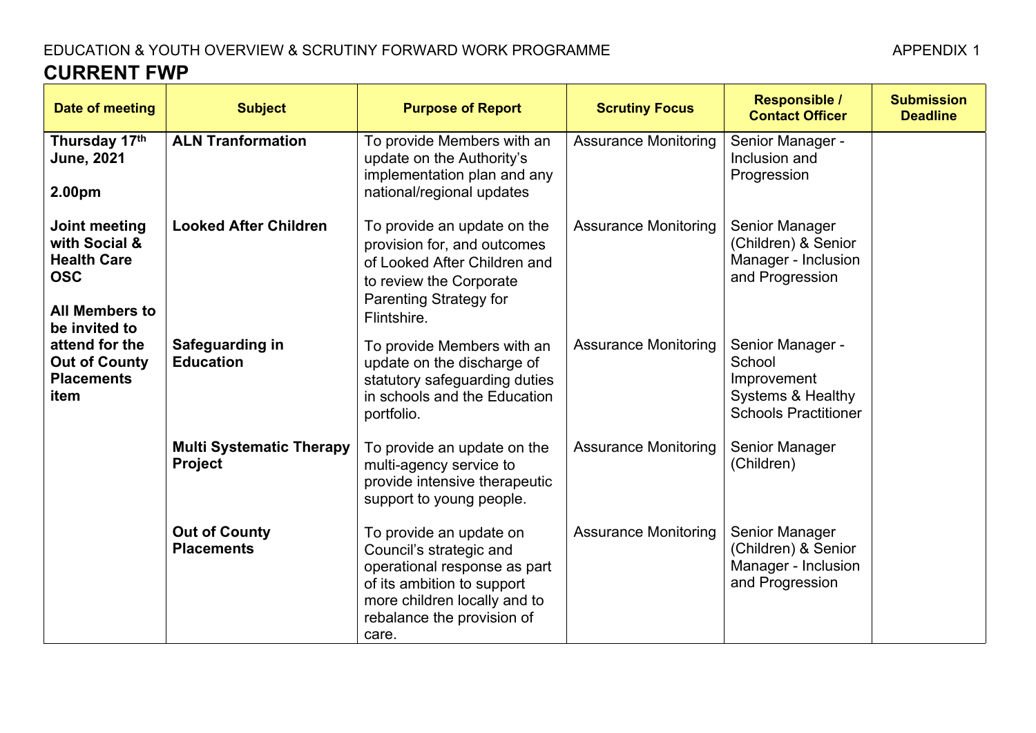EDUCATION & YOUTH OVERVIEW & SCRUTINY FORWARD WORK PROGRAMME APPENDIX 1

# CURRENT FWP

| Date of meeting | Subject | Purpose of Report | Scrutiny Focus | Responsible / Contact Officer | Submission Deadline |
|---|---|---|---|---|---|
| **Thursday 17th June, 2021**<br><br>**2.00pm**<br><br>**Joint meeting with Social & Health Care OSC**<br><br>**All Members to be invited to attend for the Out of County Placements item** | **ALN Tranformation** | To provide Members with an update on the Authority's implementation plan and any national/regional updates | Assurance Monitoring | Senior Manager - Inclusion and Progression | |
| | **Looked After Children** | To provide an update on the provision for, and outcomes of Looked After Children and to review the Corporate Parenting Strategy for Flintshire. | Assurance Monitoring | Senior Manager (Children) & Senior Manager - Inclusion and Progression | |
| | **Safeguarding in Education** | To provide Members with an update on the discharge of statutory safeguarding duties in schools and the Education portfolio. | Assurance Monitoring | Senior Manager - School Improvement Systems & Healthy Schools Practitioner | |
| | **Multi Systematic Therapy Project** | To provide an update on the multi-agency service to provide intensive therapeutic support to young people. | Assurance Monitoring | Senior Manager (Children) | |
| | **Out of County Placements** | To provide an update on Council's strategic and operational response as part of its ambition to support more children locally and to rebalance the provision of care. | Assurance Monitoring | Senior Manager (Children) & Senior Manager - Inclusion and Progression | |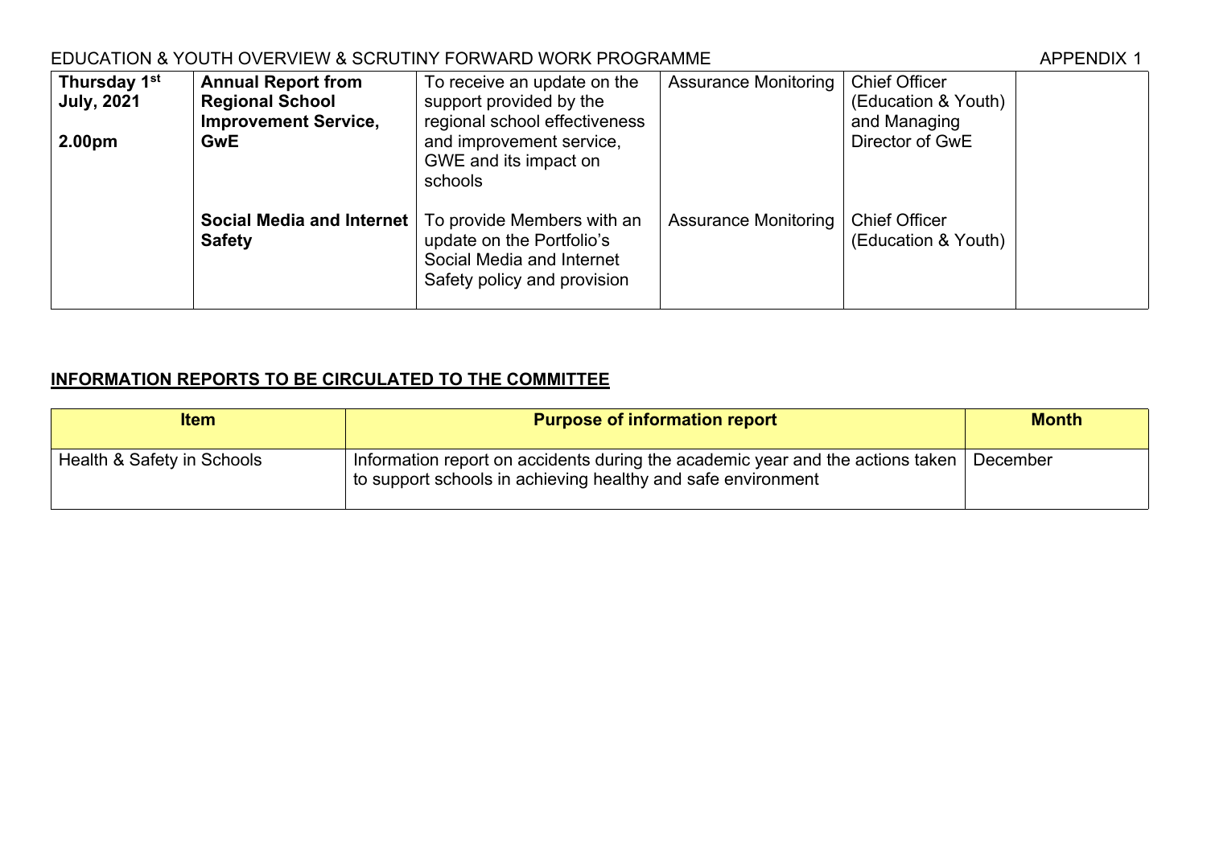| Thursday 1st July, 2021<br><br>2.00pm | **Annual Report from Regional School Improvement Service, GwE** | To receive an update on the support provided by the regional school effectiveness and improvement service, GWE and its impact on schools | Assurance Monitoring | Chief Officer (Education & Youth) and Managing Director of GwE | |
|---|---|---|---|---|---|
| | **Social Media and Internet Safety** | To provide Members with an update on the Portfolio's Social Media and Internet Safety policy and provision | Assurance Monitoring | Chief Officer (Education & Youth) | |

## INFORMATION REPORTS TO BE CIRCULATED TO THE COMMITTEE

| Item | Purpose of information report | Month |
|---|---|---|
| Health & Safety in Schools | Information report on accidents during the academic year and the actions taken to support schools in achieving healthy and safe environment | December |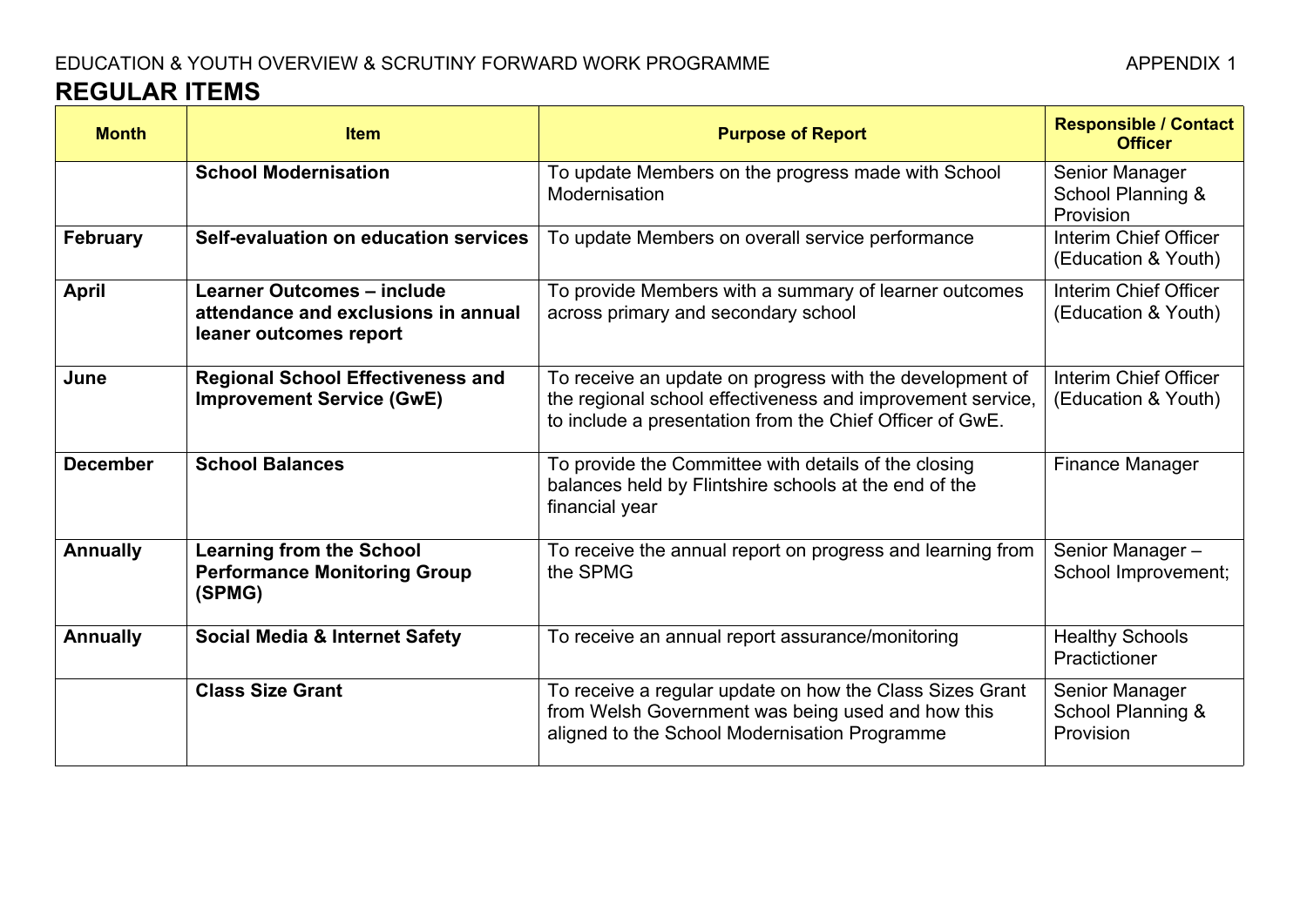EDUCATION & YOUTH OVERVIEW & SCRUTINY FORWARD WORK PROGRAMME APPENDIX 1

# REGULAR ITEMS

| Month | Item | Purpose of Report | Responsible / Contact Officer |
|---|---|---|---|
| | **School Modernisation** | To update Members on the progress made with School Modernisation | Senior Manager School Planning & Provision |
| **February** | **Self-evaluation on education services** | To update Members on overall service performance | Interim Chief Officer (Education & Youth) |
| **April** | **Learner Outcomes – include attendance and exclusions in annual leaner outcomes report** | To provide Members with a summary of learner outcomes across primary and secondary school | Interim Chief Officer (Education & Youth) |
| **June** | **Regional School Effectiveness and Improvement Service (GwE)** | To receive an update on progress with the development of the regional school effectiveness and improvement service, to include a presentation from the Chief Officer of GwE. | Interim Chief Officer (Education & Youth) |
| **December** | **School Balances** | To provide the Committee with details of the closing balances held by Flintshire schools at the end of the financial year | Finance Manager |
| **Annually** | **Learning from the School Performance Monitoring Group (SPMG)** | To receive the annual report on progress and learning from the SPMG | Senior Manager – School Improvement; |
| **Annually** | **Social Media & Internet Safety** | To receive an annual report assurance/monitoring | Healthy Schools Practictioner |
| | **Class Size Grant** | To receive a regular update on how the Class Sizes Grant from Welsh Government was being used and how this aligned to the School Modernisation Programme | Senior Manager School Planning & Provision |